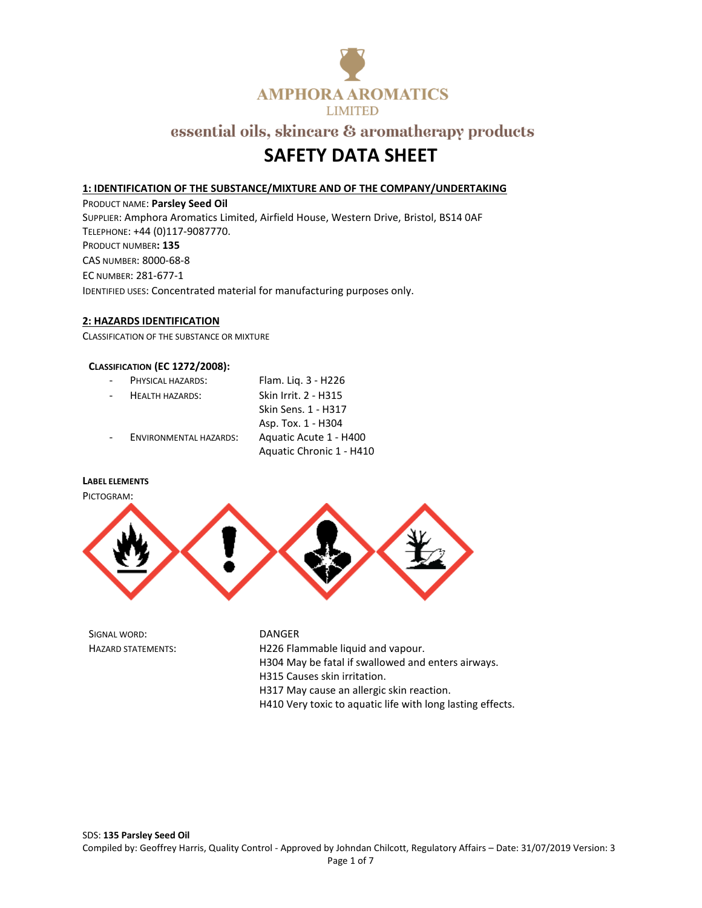AMPHORA AROMATICS
LIMITED

essential oils, skincare & aromatherapy products

# SAFETY DATA SHEET

## 1: IDENTIFICATION OF THE SUBSTANCE/MIXTURE AND OF THE COMPANY/UNDERTAKING

PRODUCT NAME: **Parsley Seed Oil**
SUPPLIER: Amphora Aromatics Limited, Airfield House, Western Drive, Bristol, BS14 0AF
TELEPHONE: +44 (0)117-9087770.
PRODUCT NUMBER**: 135**
CAS NUMBER: 8000-68-8
EC NUMBER: 281-677-1
IDENTIFIED USES: Concentrated material for manufacturing purposes only.

## 2: HAZARDS IDENTIFICATION

CLASSIFICATION OF THE SUBSTANCE OR MIXTURE

**CLASSIFICATION (EC 1272/2008):**

- PHYSICAL HAZARDS: Flam. Liq. 3 - H226
- HEALTH HAZARDS: Skin Irrit. 2 - H315
  Skin Sens. 1 - H317
  Asp. Tox. 1 - H304
- ENVIRONMENTAL HAZARDS: Aquatic Acute 1 - H400
  Aquatic Chronic 1 - H410

**LABEL ELEMENTS**

PICTOGRAM:

SIGNAL WORD: DANGER

HAZARD STATEMENTS:
H226 Flammable liquid and vapour.
H304 May be fatal if swallowed and enters airways.
H315 Causes skin irritation.
H317 May cause an allergic skin reaction.
H410 Very toxic to aquatic life with long lasting effects.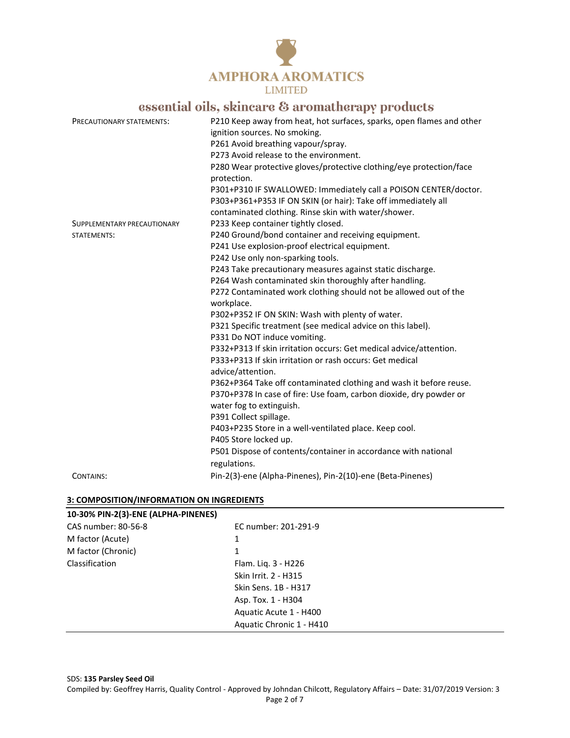| | |
|---|---|
| PRECAUTIONARY STATEMENTS: | P210 Keep away from heat, hot surfaces, sparks, open flames and other ignition sources. No smoking.<br>P261 Avoid breathing vapour/spray.<br>P273 Avoid release to the environment.<br>P280 Wear protective gloves/protective clothing/eye protection/face protection.<br>P301+P310 IF SWALLOWED: Immediately call a POISON CENTER/doctor.<br>P303+P361+P353 IF ON SKIN (or hair): Take off immediately all contaminated clothing. Rinse skin with water/shower. |
| SUPPLEMENTARY PRECAUTIONARY STATEMENTS: | P233 Keep container tightly closed.<br>P240 Ground/bond container and receiving equipment.<br>P241 Use explosion-proof electrical equipment.<br>P242 Use only non-sparking tools.<br>P243 Take precautionary measures against static discharge.<br>P264 Wash contaminated skin thoroughly after handling.<br>P272 Contaminated work clothing should not be allowed out of the workplace.<br>P302+P352 IF ON SKIN: Wash with plenty of water.<br>P321 Specific treatment (see medical advice on this label).<br>P331 Do NOT induce vomiting.<br>P332+P313 If skin irritation occurs: Get medical advice/attention.<br>P333+P313 If skin irritation or rash occurs: Get medical advice/attention.<br>P362+P364 Take off contaminated clothing and wash it before reuse.<br>P370+P378 In case of fire: Use foam, carbon dioxide, dry powder or water fog to extinguish.<br>P391 Collect spillage.<br>P403+P235 Store in a well-ventilated place. Keep cool.<br>P405 Store locked up.<br>P501 Dispose of contents/container in accordance with national regulations. |
| CONTAINS: | Pin-2(3)-ene (Alpha-Pinenes), Pin-2(10)-ene (Beta-Pinenes) |

## 3: COMPOSITION/INFORMATION ON INGREDIENTS

**10-30% PIN-2(3)-ENE (ALPHA-PINENES)**

| | |
|---|---|
| CAS number: 80-56-8 | EC number: 201-291-9 |
| M factor (Acute) | 1 |
| M factor (Chronic) | 1 |
| Classification | Flam. Liq. 3 - H226<br>Skin Irrit. 2 - H315<br>Skin Sens. 1B - H317<br>Asp. Tox. 1 - H304<br>Aquatic Acute 1 - H400<br>Aquatic Chronic 1 - H410 |

SDS: **135 Parsley Seed Oil**
Compiled by: Geoffrey Harris, Quality Control - Approved by Johndan Chilcott, Regulatory Affairs – Date: 31/07/2019 Version: 3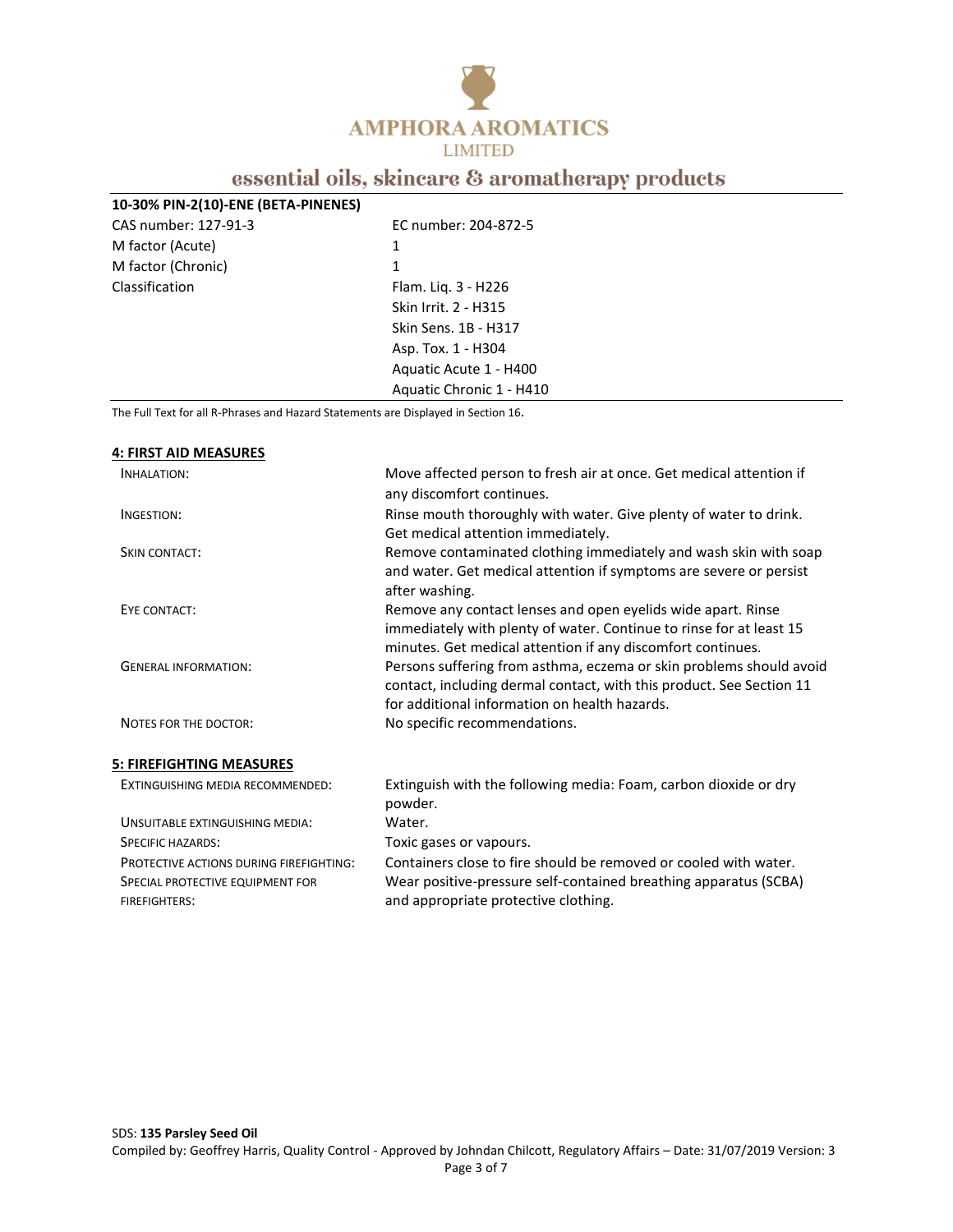| 10-30% PIN-2(10)-ENE (BETA-PINENES) | |
|---|---|
| CAS number: 127-91-3 | EC number: 204-872-5 |
| M factor (Acute) | 1 |
| M factor (Chronic) | 1 |
| Classification | Flam. Liq. 3 - H226 |
| | Skin Irrit. 2 - H315 |
| | Skin Sens. 1B - H317 |
| | Asp. Tox. 1 - H304 |
| | Aquatic Acute 1 - H400 |
| | Aquatic Chronic 1 - H410 |

The Full Text for all R-Phrases and Hazard Statements are Displayed in Section 16.

## 4: FIRST AID MEASURES

| | |
|---|---|
| INHALATION: | Move affected person to fresh air at once. Get medical attention if any discomfort continues. |
| INGESTION: | Rinse mouth thoroughly with water. Give plenty of water to drink. Get medical attention immediately. |
| SKIN CONTACT: | Remove contaminated clothing immediately and wash skin with soap and water. Get medical attention if symptoms are severe or persist after washing. |
| EYE CONTACT: | Remove any contact lenses and open eyelids wide apart. Rinse immediately with plenty of water. Continue to rinse for at least 15 minutes. Get medical attention if any discomfort continues. |
| GENERAL INFORMATION: | Persons suffering from asthma, eczema or skin problems should avoid contact, including dermal contact, with this product. See Section 11 for additional information on health hazards. |
| NOTES FOR THE DOCTOR: | No specific recommendations. |

## 5: FIREFIGHTING MEASURES

| | |
|---|---|
| EXTINGUISHING MEDIA RECOMMENDED: | Extinguish with the following media: Foam, carbon dioxide or dry powder. |
| UNSUITABLE EXTINGUISHING MEDIA: | Water. |
| SPECIFIC HAZARDS: | Toxic gases or vapours. |
| PROTECTIVE ACTIONS DURING FIREFIGHTING: | Containers close to fire should be removed or cooled with water. |
| SPECIAL PROTECTIVE EQUIPMENT FOR FIREFIGHTERS: | Wear positive-pressure self-contained breathing apparatus (SCBA) and appropriate protective clothing. |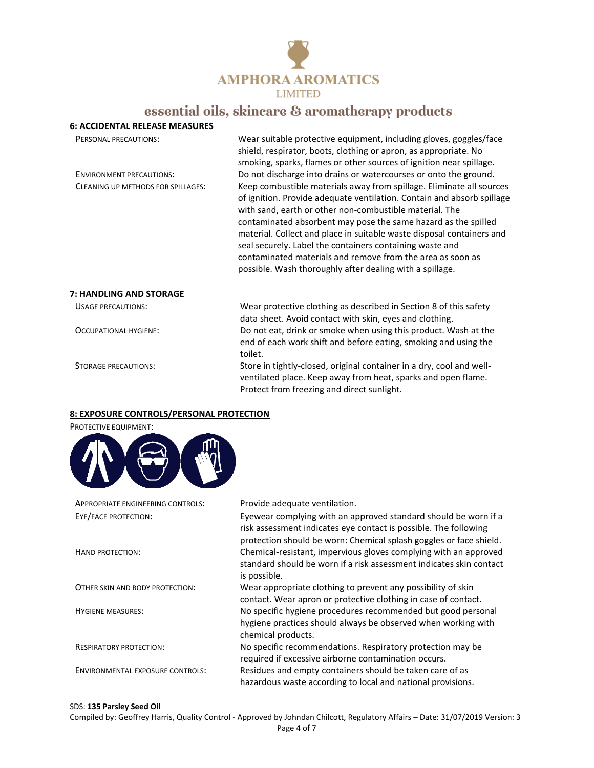## 6: ACCIDENTAL RELEASE MEASURES

| | |
|---|---|
| PERSONAL PRECAUTIONS: | Wear suitable protective equipment, including gloves, goggles/face shield, respirator, boots, clothing or apron, as appropriate. No smoking, sparks, flames or other sources of ignition near spillage. |
| ENVIRONMENT PRECAUTIONS: | Do not discharge into drains or watercourses or onto the ground. |
| CLEANING UP METHODS FOR SPILLAGES: | Keep combustible materials away from spillage. Eliminate all sources of ignition. Provide adequate ventilation. Contain and absorb spillage with sand, earth or other non-combustible material. The contaminated absorbent may pose the same hazard as the spilled material. Collect and place in suitable waste disposal containers and seal securely. Label the containers containing waste and contaminated materials and remove from the area as soon as possible. Wash thoroughly after dealing with a spillage. |

## 7: HANDLING AND STORAGE

| | |
|---|---|
| USAGE PRECAUTIONS: | Wear protective clothing as described in Section 8 of this safety data sheet. Avoid contact with skin, eyes and clothing. |
| OCCUPATIONAL HYGIENE: | Do not eat, drink or smoke when using this product. Wash at the end of each work shift and before eating, smoking and using the toilet. |
| STORAGE PRECAUTIONS: | Store in tightly-closed, original container in a dry, cool and well-ventilated place. Keep away from heat, sparks and open flame. Protect from freezing and direct sunlight. |

## 8: EXPOSURE CONTROLS/PERSONAL PROTECTION

PROTECTIVE EQUIPMENT:

| | |
|---|---|
| APPROPRIATE ENGINEERING CONTROLS: | Provide adequate ventilation. |
| EYE/FACE PROTECTION: | Eyewear complying with an approved standard should be worn if a risk assessment indicates eye contact is possible. The following protection should be worn: Chemical splash goggles or face shield. |
| HAND PROTECTION: | Chemical-resistant, impervious gloves complying with an approved standard should be worn if a risk assessment indicates skin contact is possible. |
| OTHER SKIN AND BODY PROTECTION: | Wear appropriate clothing to prevent any possibility of skin contact. Wear apron or protective clothing in case of contact. |
| HYGIENE MEASURES: | No specific hygiene procedures recommended but good personal hygiene practices should always be observed when working with chemical products. |
| RESPIRATORY PROTECTION: | No specific recommendations. Respiratory protection may be required if excessive airborne contamination occurs. |
| ENVIRONMENTAL EXPOSURE CONTROLS: | Residues and empty containers should be taken care of as hazardous waste according to local and national provisions. |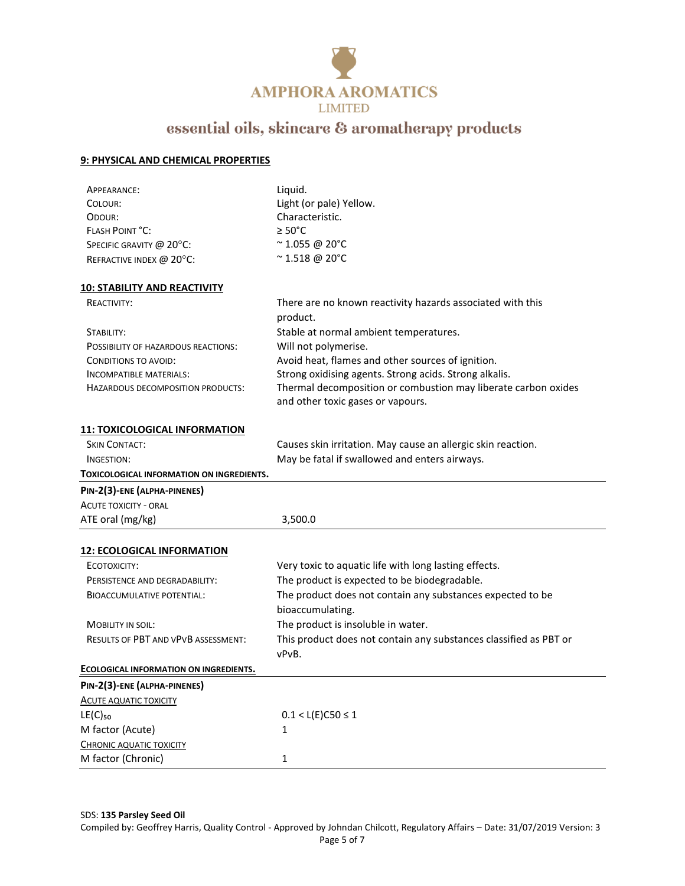## 9: PHYSICAL AND CHEMICAL PROPERTIES

| | |
|---|---|
| APPEARANCE: | Liquid. |
| COLOUR: | Light (or pale) Yellow. |
| ODOUR: | Characteristic. |
| FLASH POINT °C: | ≥ 50°C |
| SPECIFIC GRAVITY @ 20°C: | ~ 1.055 @ 20°C |
| REFRACTIVE INDEX @ 20°C: | ~ 1.518 @ 20°C |

## 10: STABILITY AND REACTIVITY

| | |
|---|---|
| REACTIVITY: | There are no known reactivity hazards associated with this product. |
| STABILITY: | Stable at normal ambient temperatures. |
| POSSIBILITY OF HAZARDOUS REACTIONS: | Will not polymerise. |
| CONDITIONS TO AVOID: | Avoid heat, flames and other sources of ignition. |
| INCOMPATIBLE MATERIALS: | Strong oxidising agents. Strong acids. Strong alkalis. |
| HAZARDOUS DECOMPOSITION PRODUCTS: | Thermal decomposition or combustion may liberate carbon oxides and other toxic gases or vapours. |

## 11: TOXICOLOGICAL INFORMATION

| | |
|---|---|
| SKIN CONTACT: | Causes skin irritation. May cause an allergic skin reaction. |
| INGESTION: | May be fatal if swallowed and enters airways. |

**TOXICOLOGICAL INFORMATION ON INGREDIENTS.**

**PIN-2(3)-ENE (ALPHA-PINENES)**

ACUTE TOXICITY - ORAL

| | |
|---|---|
| ATE oral (mg/kg) | 3,500.0 |

## 12: ECOLOGICAL INFORMATION

| | |
|---|---|
| ECOTOXICITY: | Very toxic to aquatic life with long lasting effects. |
| PERSISTENCE AND DEGRADABILITY: | The product is expected to be biodegradable. |
| BIOACCUMULATIVE POTENTIAL: | The product does not contain any substances expected to be bioaccumulating. |
| MOBILITY IN SOIL: | The product is insoluble in water. |
| RESULTS OF PBT AND VPVB ASSESSMENT: | This product does not contain any substances classified as PBT or vPvB. |

**ECOLOGICAL INFORMATION ON INGREDIENTS.**

**PIN-2(3)-ENE (ALPHA-PINENES)**

ACUTE AQUATIC TOXICITY

| | |
|---|---|
| $LE(C)_{50}$ | $0.1 < L(E)C50 \leq 1$ |
| M factor (Acute) | 1 |

CHRONIC AQUATIC TOXICITY

| | |
|---|---|
| M factor (Chronic) | 1 |

SDS: **135 Parsley Seed Oil**
Compiled by: Geoffrey Harris, Quality Control - Approved by Johndan Chilcott, Regulatory Affairs – Date: 31/07/2019 Version: 3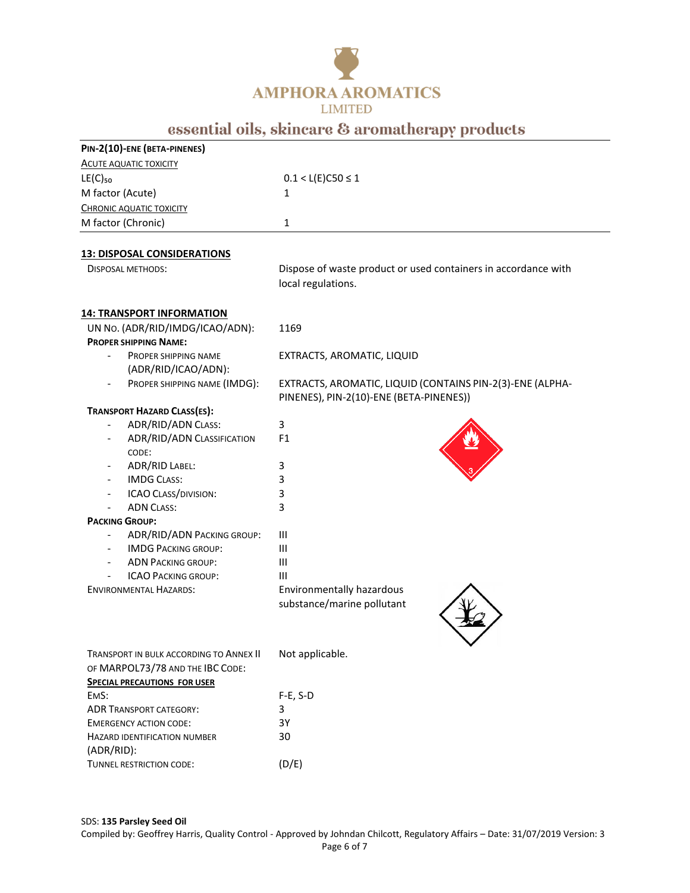**PIN-2(10)-ENE (BETA-PINENES)**

| ACUTE AQUATIC TOXICITY | |
|---|---|
| $LE(C)_{50}$ | $0.1 < L(E)C50 \leq 1$ |
| M factor (Acute) | 1 |
| CHRONIC AQUATIC TOXICITY | |
| M factor (Chronic) | 1 |

## 13: DISPOSAL CONSIDERATIONS

DISPOSAL METHODS: Dispose of waste product or used containers in accordance with local regulations.

## 14: TRANSPORT INFORMATION

UN NO. (ADR/RID/IMDG/ICAO/ADN): 1169

**PROPER SHIPPING NAME:**

- PROPER SHIPPING NAME (ADR/RID/ICAO/ADN): EXTRACTS, AROMATIC, LIQUID
- PROPER SHIPPING NAME (IMDG): EXTRACTS, AROMATIC, LIQUID (CONTAINS PIN-2(3)-ENE (ALPHA-PINENES), PIN-2(10)-ENE (BETA-PINENES))

**TRANSPORT HAZARD CLASS(ES):**

- ADR/RID/ADN CLASS: 3
- ADR/RID/ADN CLASSIFICATION CODE: F1
- ADR/RID LABEL: 3
- IMDG CLASS: 3
- ICAO CLASS/DIVISION: 3
- ADN CLASS: 3

**PACKING GROUP:**

- ADR/RID/ADN PACKING GROUP: III
- IMDG PACKING GROUP: III
- ADN PACKING GROUP: III
- ICAO PACKING GROUP: III

ENVIRONMENTAL HAZARDS: Environmentally hazardous substance/marine pollutant

TRANSPORT IN BULK ACCORDING TO ANNEX II OF MARPOL73/78 AND THE IBC CODE: Not applicable.

**SPECIAL PRECAUTIONS FOR USER**

| | |
|---|---|
| EMS: | F-E, S-D |
| ADR TRANSPORT CATEGORY: | 3 |
| EMERGENCY ACTION CODE: | 3Y |
| HAZARD IDENTIFICATION NUMBER (ADR/RID): | 30 |
| TUNNEL RESTRICTION CODE: | (D/E) |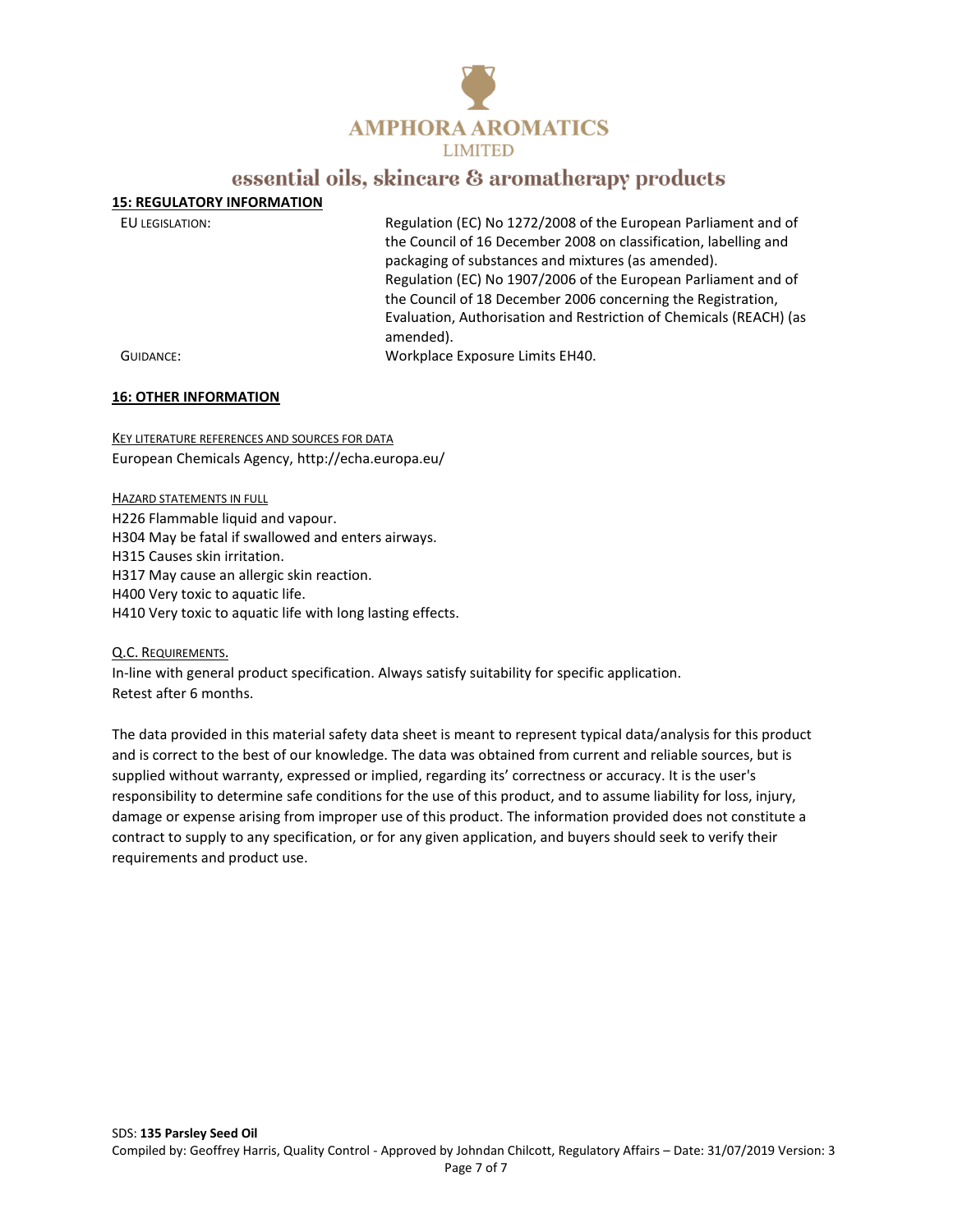## 15: REGULATORY INFORMATION

| | |
|---|---|
| EU LEGISLATION: | Regulation (EC) No 1272/2008 of the European Parliament and of the Council of 16 December 2008 on classification, labelling and packaging of substances and mixtures (as amended). Regulation (EC) No 1907/2006 of the European Parliament and of the Council of 18 December 2006 concerning the Registration, Evaluation, Authorisation and Restriction of Chemicals (REACH) (as amended). |
| GUIDANCE: | Workplace Exposure Limits EH40. |

## 16: OTHER INFORMATION

KEY LITERATURE REFERENCES AND SOURCES FOR DATA

European Chemicals Agency, http://echa.europa.eu/

HAZARD STATEMENTS IN FULL

H226 Flammable liquid and vapour.
H304 May be fatal if swallowed and enters airways.
H315 Causes skin irritation.
H317 May cause an allergic skin reaction.
H400 Very toxic to aquatic life.
H410 Very toxic to aquatic life with long lasting effects.

Q.C. REQUIREMENTS.

In-line with general product specification. Always satisfy suitability for specific application.
Retest after 6 months.

The data provided in this material safety data sheet is meant to represent typical data/analysis for this product and is correct to the best of our knowledge. The data was obtained from current and reliable sources, but is supplied without warranty, expressed or implied, regarding its' correctness or accuracy. It is the user's responsibility to determine safe conditions for the use of this product, and to assume liability for loss, injury, damage or expense arising from improper use of this product. The information provided does not constitute a contract to supply to any specification, or for any given application, and buyers should seek to verify their requirements and product use.